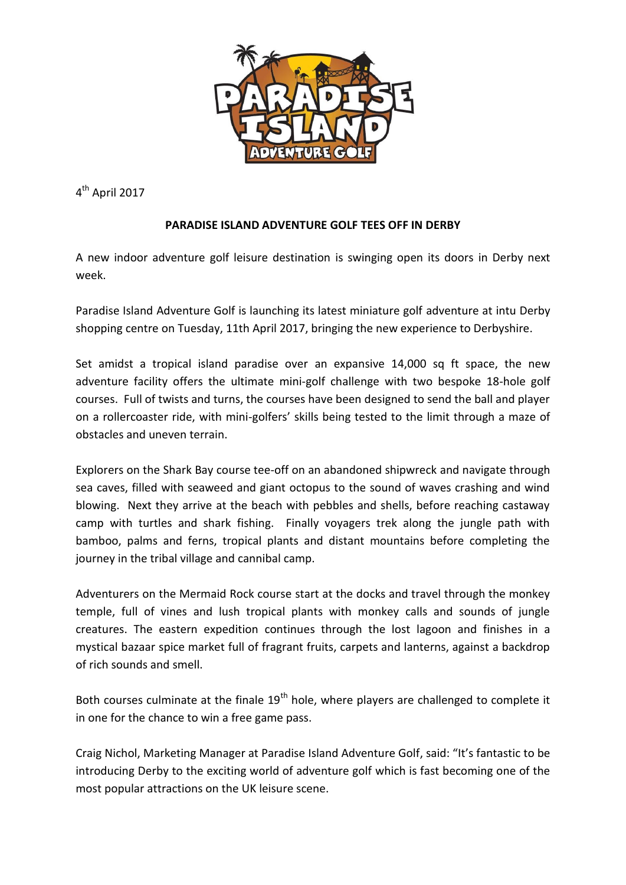4th April 2017

**PARADISE ISLAND ADVENTURE GOLF TEES OFF IN DERBY**

A new indoor adventure golf leisure destination is swinging open its doors in Derby next week.

Paradise Island Adventure Golf is launching its latest miniature golf adventure at intu Derby shopping centre on Tuesday, 11th April 2017, bringing the new experience to Derbyshire.

Set amidst a tropical island paradise over an expansive 14,000 sq ft space, the new adventure facility offers the ultimate mini-golf challenge with two bespoke 18-hole golf courses. Full of twists and turns, the courses have been designed to send the ball and player on a rollercoaster ride, with mini-golfers' skills being tested to the limit through a maze of obstacles and uneven terrain.

Explorers on the Shark Bay course tee-off on an abandoned shipwreck and navigate through sea caves, filled with seaweed and giant octopus to the sound of waves crashing and wind blowing. Next they arrive at the beach with pebbles and shells, before reaching castaway camp with turtles and shark fishing. Finally voyagers trek along the jungle path with bamboo, palms and ferns, tropical plants and distant mountains before completing the journey in the tribal village and cannibal camp.

Adventurers on the Mermaid Rock course start at the docks and travel through the monkey temple, full of vines and lush tropical plants with monkey calls and sounds of jungle creatures. The eastern expedition continues through the lost lagoon and finishes in a mystical bazaar spice market full of fragrant fruits, carpets and lanterns, against a backdrop of rich sounds and smell.

Both courses culminate at the finale 19th hole, where players are challenged to complete it in one for the chance to win a free game pass.

Craig Nichol, Marketing Manager at Paradise Island Adventure Golf, said: "It's fantastic to be introducing Derby to the exciting world of adventure golf which is fast becoming one of the most popular attractions on the UK leisure scene.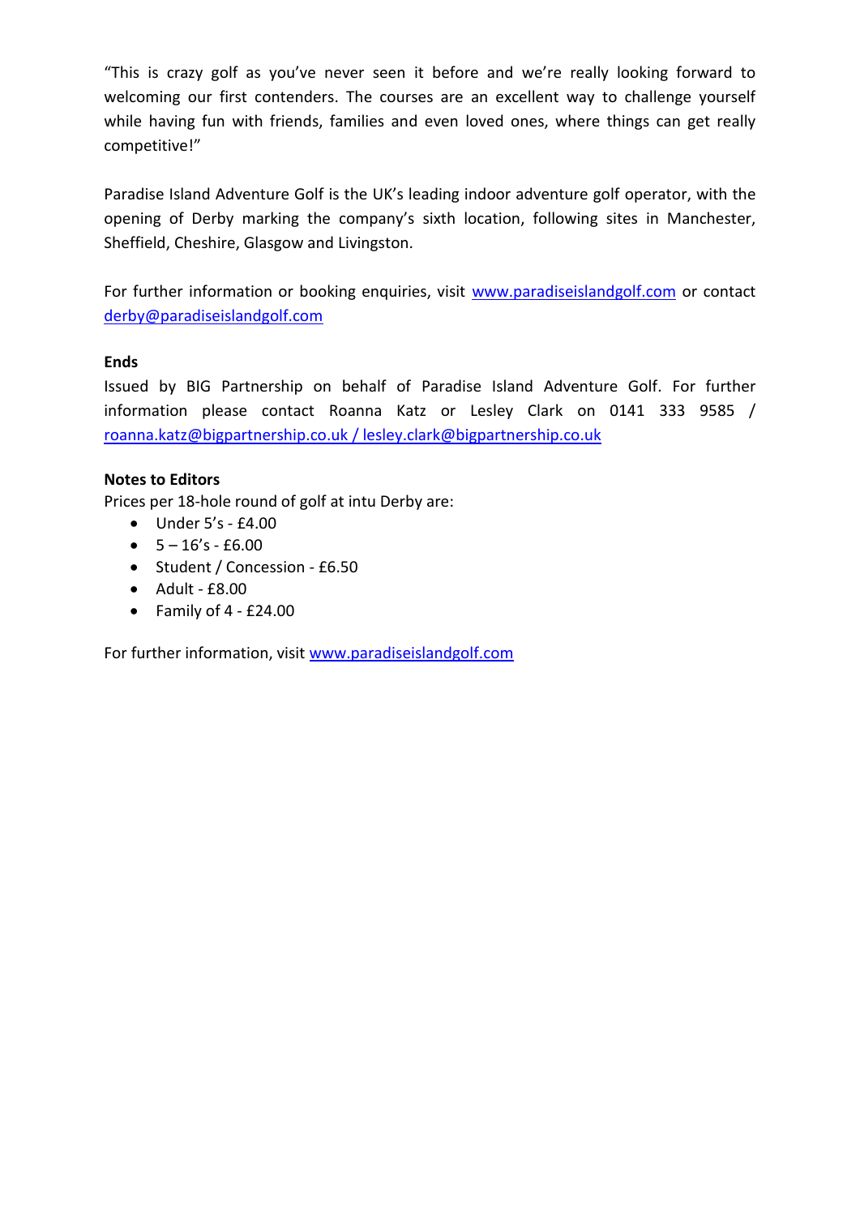"This is crazy golf as you've never seen it before and we're really looking forward to welcoming our first contenders. The courses are an excellent way to challenge yourself while having fun with friends, families and even loved ones, where things can get really competitive!"

Paradise Island Adventure Golf is the UK's leading indoor adventure golf operator, with the opening of Derby marking the company's sixth location, following sites in Manchester, Sheffield, Cheshire, Glasgow and Livingston.

For further information or booking enquiries, visit www.paradiseislandgolf.com or contact derby@paradiseislandgolf.com

**Ends**

Issued by BIG Partnership on behalf of Paradise Island Adventure Golf. For further information please contact Roanna Katz or Lesley Clark on 0141 333 9585 / roanna.katz@bigpartnership.co.uk / lesley.clark@bigpartnership.co.uk

**Notes to Editors**

Prices per 18-hole round of golf at intu Derby are:

- Under 5's - £4.00
- 5 – 16's - £6.00
- Student / Concession - £6.50
- Adult - £8.00
- Family of 4 - £24.00

For further information, visit www.paradiseislandgolf.com